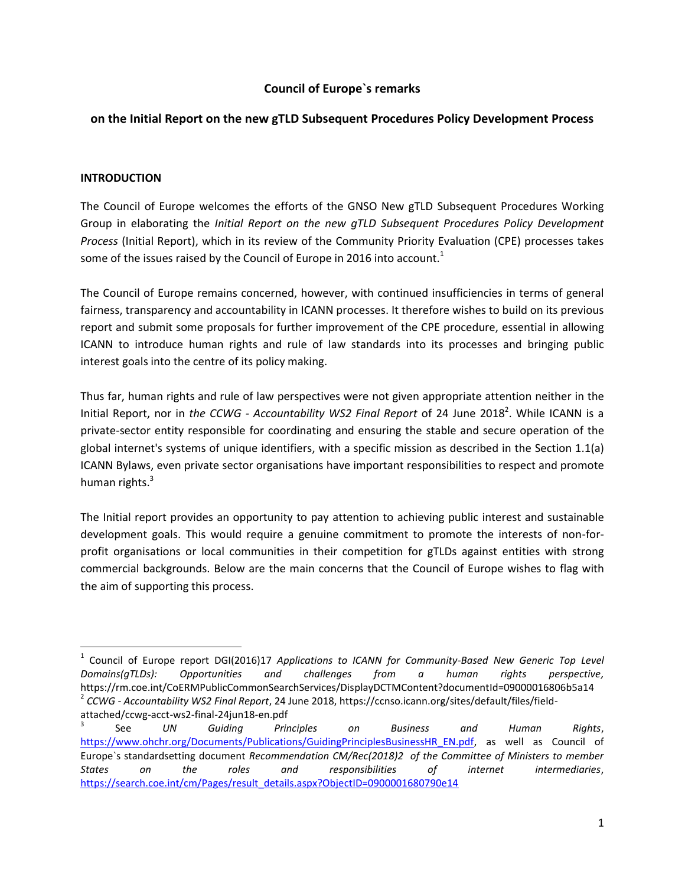**Council of Europe`s remarks**

**on the Initial Report on the new gTLD Subsequent Procedures Policy Development Process**

**INTRODUCTION**

The Council of Europe welcomes the efforts of the GNSO New gTLD Subsequent Procedures Working Group in elaborating the *Initial Report on the new gTLD Subsequent Procedures Policy Development Process* (Initial Report), which in its review of the Community Priority Evaluation (CPE) processes takes some of the issues raised by the Council of Europe in 2016 into account.[1]

The Council of Europe remains concerned, however, with continued insufficiencies in terms of general fairness, transparency and accountability in ICANN processes. It therefore wishes to build on its previous report and submit some proposals for further improvement of the CPE procedure, essential in allowing ICANN to introduce human rights and rule of law standards into its processes and bringing public interest goals into the centre of its policy making.

Thus far, human rights and rule of law perspectives were not given appropriate attention neither in the Initial Report, nor in *the CCWG - Accountability WS2 Final Report* of 24 June 2018[2]. While ICANN is a private-sector entity responsible for coordinating and ensuring the stable and secure operation of the global internet's systems of unique identifiers, with a specific mission as described in the Section 1.1(a) ICANN Bylaws, even private sector organisations have important responsibilities to respect and promote human rights.[3]

The Initial report provides an opportunity to pay attention to achieving public interest and sustainable development goals. This would require a genuine commitment to promote the interests of non-for-profit organisations or local communities in their competition for gTLDs against entities with strong commercial backgrounds. Below are the main concerns that the Council of Europe wishes to flag with the aim of supporting this process.

---

[1] Council of Europe report DGI(2016)17 *Applications to ICANN for Community-Based New Generic Top Level Domains(gTLDs): Opportunities and challenges from a human rights perspective*, https://rm.coe.int/CoERMPublicCommonSearchServices/DisplayDCTMContent?documentId=09000016806b5a14

[2] *CCWG - Accountability WS2 Final Report*, 24 June 2018, https://ccnso.icann.org/sites/default/files/field-attached/ccwg-acct-ws2-final-24jun18-en.pdf

[3] See *UN Guiding Principles on Business and Human Rights*, https://www.ohchr.org/Documents/Publications/GuidingPrinciplesBusinessHR_EN.pdf, as well as Council of Europe`s standardsetting document *Recommendation CM/Rec(2018)2 of the Committee of Ministers to member States on the roles and responsibilities of internet intermediaries*, https://search.coe.int/cm/Pages/result_details.aspx?ObjectID=0900001680790e14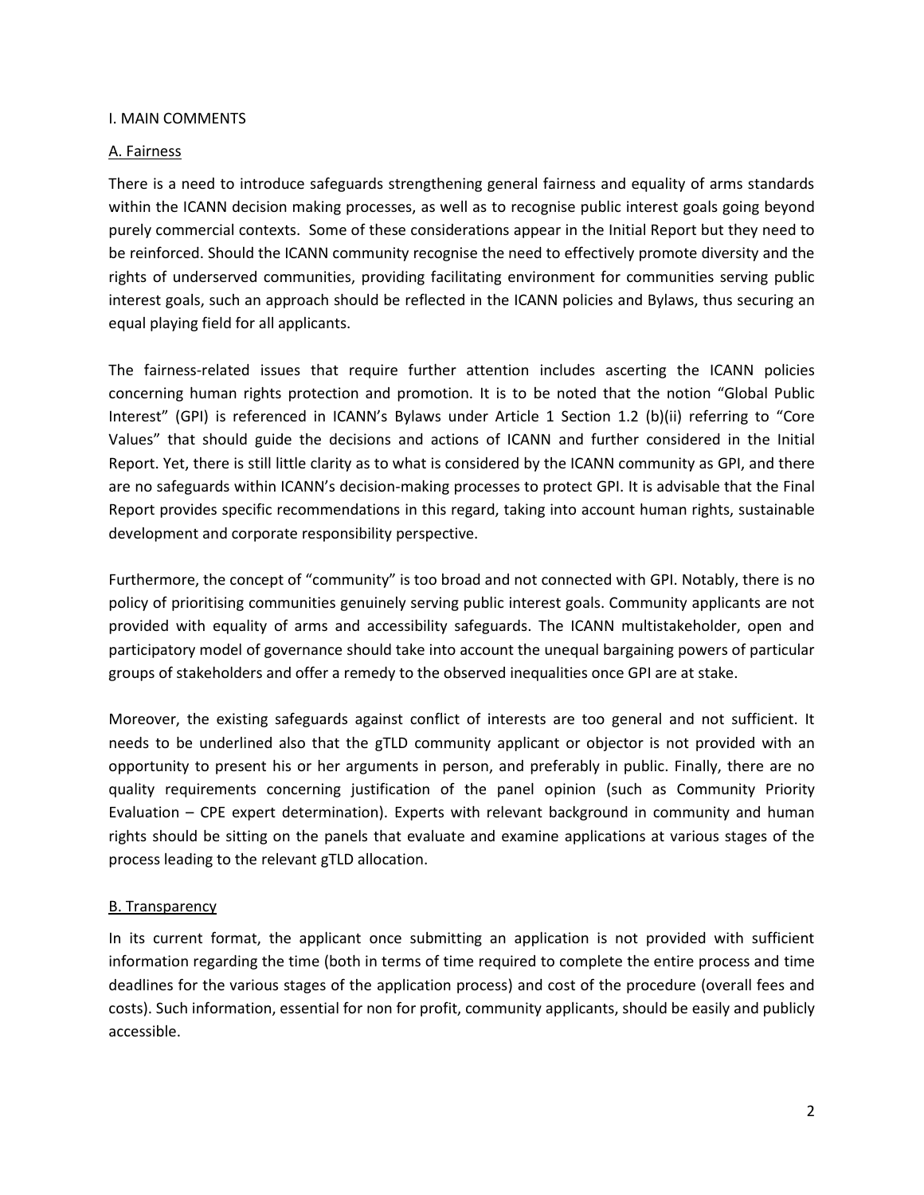I. MAIN COMMENTS

A. Fairness

There is a need to introduce safeguards strengthening general fairness and equality of arms standards within the ICANN decision making processes, as well as to recognise public interest goals going beyond purely commercial contexts.  Some of these considerations appear in the Initial Report but they need to be reinforced. Should the ICANN community recognise the need to effectively promote diversity and the rights of underserved communities, providing facilitating environment for communities serving public interest goals, such an approach should be reflected in the ICANN policies and Bylaws, thus securing an equal playing field for all applicants.

The fairness-related issues that require further attention includes ascerting the ICANN policies concerning human rights protection and promotion. It is to be noted that the notion "Global Public Interest" (GPI) is referenced in ICANN's Bylaws under Article 1 Section 1.2 (b)(ii) referring to "Core Values" that should guide the decisions and actions of ICANN and further considered in the Initial Report. Yet, there is still little clarity as to what is considered by the ICANN community as GPI, and there are no safeguards within ICANN's decision-making processes to protect GPI. It is advisable that the Final Report provides specific recommendations in this regard, taking into account human rights, sustainable development and corporate responsibility perspective.

Furthermore, the concept of "community" is too broad and not connected with GPI. Notably, there is no policy of prioritising communities genuinely serving public interest goals. Community applicants are not provided with equality of arms and accessibility safeguards. The ICANN multistakeholder, open and participatory model of governance should take into account the unequal bargaining powers of particular groups of stakeholders and offer a remedy to the observed inequalities once GPI are at stake.

Moreover, the existing safeguards against conflict of interests are too general and not sufficient. It needs to be underlined also that the gTLD community applicant or objector is not provided with an opportunity to present his or her arguments in person, and preferably in public. Finally, there are no quality requirements concerning justification of the panel opinion (such as Community Priority Evaluation – CPE expert determination). Experts with relevant background in community and human rights should be sitting on the panels that evaluate and examine applications at various stages of the process leading to the relevant gTLD allocation.

B. Transparency

In its current format, the applicant once submitting an application is not provided with sufficient information regarding the time (both in terms of time required to complete the entire process and time deadlines for the various stages of the application process) and cost of the procedure (overall fees and costs). Such information, essential for non for profit, community applicants, should be easily and publicly accessible.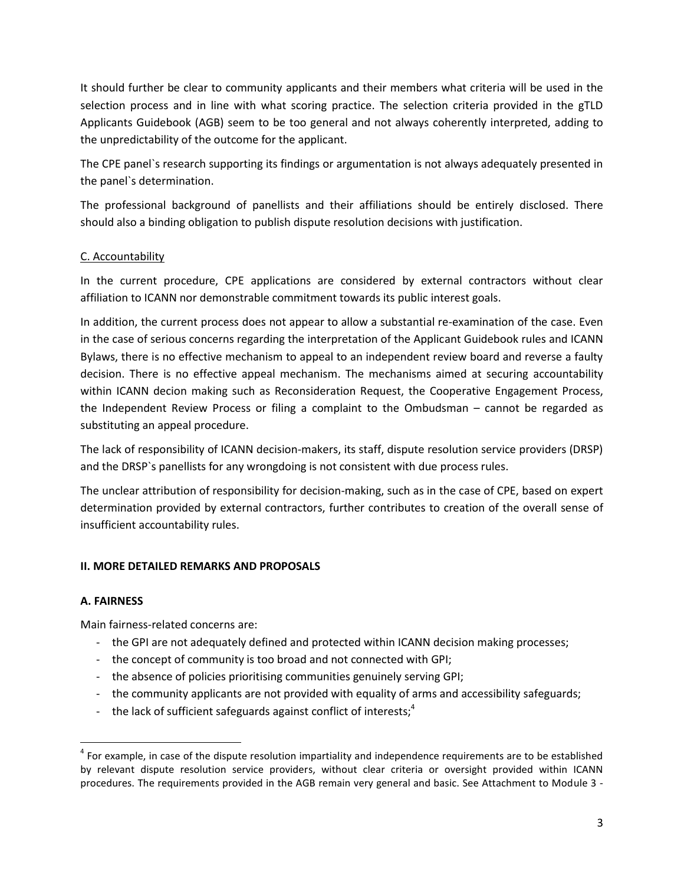It should further be clear to community applicants and their members what criteria will be used in the selection process and in line with what scoring practice. The selection criteria provided in the gTLD Applicants Guidebook (AGB) seem to be too general and not always coherently interpreted, adding to the unpredictability of the outcome for the applicant.

The CPE panel`s research supporting its findings or argumentation is not always adequately presented in the panel`s determination.

The professional background of panellists and their affiliations should be entirely disclosed. There should also a binding obligation to publish dispute resolution decisions with justification.

C. Accountability

In the current procedure, CPE applications are considered by external contractors without clear affiliation to ICANN nor demonstrable commitment towards its public interest goals.

In addition, the current process does not appear to allow a substantial re-examination of the case. Even in the case of serious concerns regarding the interpretation of the Applicant Guidebook rules and ICANN Bylaws, there is no effective mechanism to appeal to an independent review board and reverse a faulty decision. There is no effective appeal mechanism. The mechanisms aimed at securing accountability within ICANN decion making such as Reconsideration Request, the Cooperative Engagement Process, the Independent Review Process or filing a complaint to the Ombudsman – cannot be regarded as substituting an appeal procedure.

The lack of responsibility of ICANN decision-makers, its staff, dispute resolution service providers (DRSP) and the DRSP`s panellists for any wrongdoing is not consistent with due process rules.

The unclear attribution of responsibility for decision-making, such as in the case of CPE, based on expert determination provided by external contractors, further contributes to creation of the overall sense of insufficient accountability rules.

## II. MORE DETAILED REMARKS AND PROPOSALS

### A. FAIRNESS

Main fairness-related concerns are:

- the GPI are not adequately defined and protected within ICANN decision making processes;
- the concept of community is too broad and not connected with GPI;
- the absence of policies prioritising communities genuinely serving GPI;
- the community applicants are not provided with equality of arms and accessibility safeguards;
- the lack of sufficient safeguards against conflict of interests;[4]

[4] For example, in case of the dispute resolution impartiality and independence requirements are to be established by relevant dispute resolution service providers, without clear criteria or oversight provided within ICANN procedures. The requirements provided in the AGB remain very general and basic. See Attachment to Module 3 -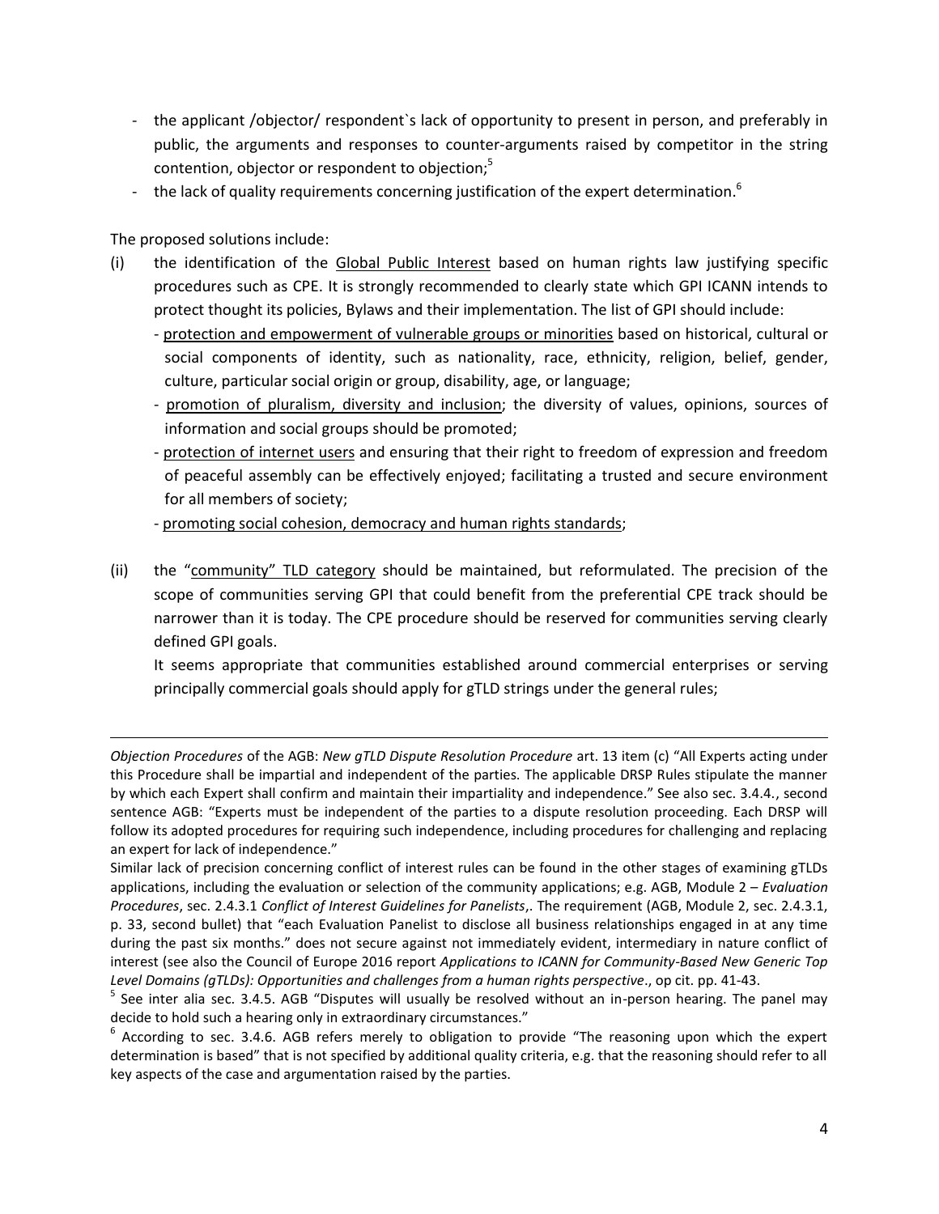- the applicant /objector/ respondent`s lack of opportunity to present in person, and preferably in public, the arguments and responses to counter-arguments raised by competitor in the string contention, objector or respondent to objection;[5]
- the lack of quality requirements concerning justification of the expert determination.[6]

The proposed solutions include:

(i) the identification of the Global Public Interest based on human rights law justifying specific procedures such as CPE. It is strongly recommended to clearly state which GPI ICANN intends to protect thought its policies, Bylaws and their implementation. The list of GPI should include:
   - protection and empowerment of vulnerable groups or minorities based on historical, cultural or social components of identity, such as nationality, race, ethnicity, religion, belief, gender, culture, particular social origin or group, disability, age, or language;
   - promotion of pluralism, diversity and inclusion; the diversity of values, opinions, sources of information and social groups should be promoted;
   - protection of internet users and ensuring that their right to freedom of expression and freedom of peaceful assembly can be effectively enjoyed; facilitating a trusted and secure environment for all members of society;
   - promoting social cohesion, democracy and human rights standards;

(ii) the "community" TLD category should be maintained, but reformulated. The precision of the scope of communities serving GPI that could benefit from the preferential CPE track should be narrower than it is today. The CPE procedure should be reserved for communities serving clearly defined GPI goals.

   It seems appropriate that communities established around commercial enterprises or serving principally commercial goals should apply for gTLD strings under the general rules;

---

*Objection Procedures* of the AGB: *New gTLD Dispute Resolution Procedure* art. 13 item (c) "All Experts acting under this Procedure shall be impartial and independent of the parties. The applicable DRSP Rules stipulate the manner by which each Expert shall confirm and maintain their impartiality and independence." See also sec. 3.4.4., second sentence AGB: "Experts must be independent of the parties to a dispute resolution proceeding. Each DRSP will follow its adopted procedures for requiring such independence, including procedures for challenging and replacing an expert for lack of independence."

Similar lack of precision concerning conflict of interest rules can be found in the other stages of examining gTLDs applications, including the evaluation or selection of the community applications; e.g. AGB, Module 2 – *Evaluation Procedures*, sec. 2.4.3.1 *Conflict of Interest Guidelines for Panelists*,. The requirement (AGB, Module 2, sec. 2.4.3.1, p. 33, second bullet) that "each Evaluation Panelist to disclose all business relationships engaged in at any time during the past six months." does not secure against not immediately evident, intermediary in nature conflict of interest (see also the Council of Europe 2016 report *Applications to ICANN for Community-Based New Generic Top Level Domains (gTLDs): Opportunities and challenges from a human rights perspective*., op cit. pp. 41-43.

[5] See inter alia sec. 3.4.5. AGB "Disputes will usually be resolved without an in-person hearing. The panel may decide to hold such a hearing only in extraordinary circumstances."

[6] According to sec. 3.4.6. AGB refers merely to obligation to provide "The reasoning upon which the expert determination is based" that is not specified by additional quality criteria, e.g. that the reasoning should refer to all key aspects of the case and argumentation raised by the parties.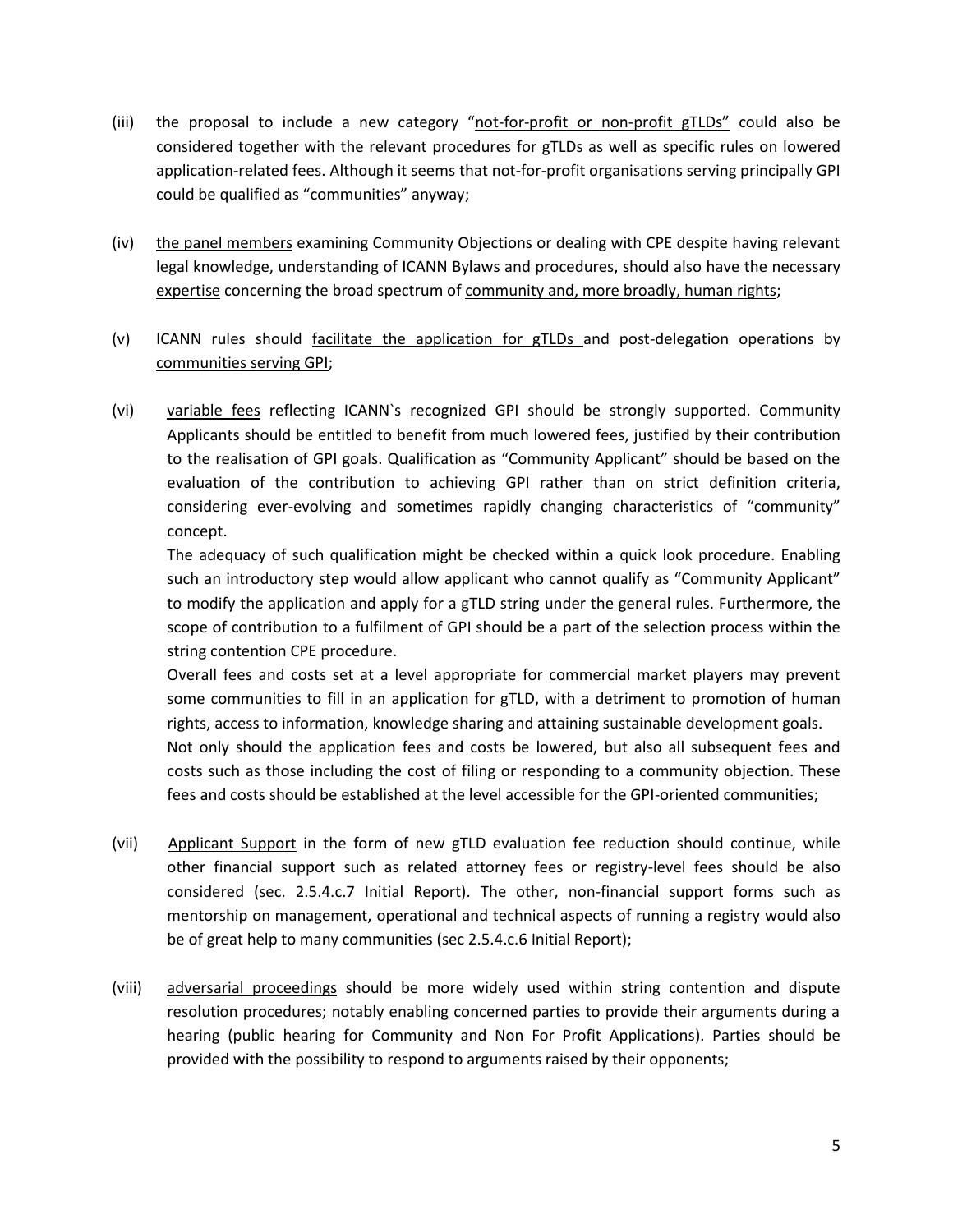(iii) the proposal to include a new category "not-for-profit or non-profit gTLDs" could also be considered together with the relevant procedures for gTLDs as well as specific rules on lowered application-related fees. Although it seems that not-for-profit organisations serving principally GPI could be qualified as "communities" anyway;

(iv) the panel members examining Community Objections or dealing with CPE despite having relevant legal knowledge, understanding of ICANN Bylaws and procedures, should also have the necessary expertise concerning the broad spectrum of community and, more broadly, human rights;

(v) ICANN rules should facilitate the application for gTLDs and post-delegation operations by communities serving GPI;

(vi) variable fees reflecting ICANN`s recognized GPI should be strongly supported. Community Applicants should be entitled to benefit from much lowered fees, justified by their contribution to the realisation of GPI goals. Qualification as "Community Applicant" should be based on the evaluation of the contribution to achieving GPI rather than on strict definition criteria, considering ever-evolving and sometimes rapidly changing characteristics of "community" concept.

   The adequacy of such qualification might be checked within a quick look procedure. Enabling such an introductory step would allow applicant who cannot qualify as "Community Applicant" to modify the application and apply for a gTLD string under the general rules. Furthermore, the scope of contribution to a fulfilment of GPI should be a part of the selection process within the string contention CPE procedure.

   Overall fees and costs set at a level appropriate for commercial market players may prevent some communities to fill in an application for gTLD, with a detriment to promotion of human rights, access to information, knowledge sharing and attaining sustainable development goals.

   Not only should the application fees and costs be lowered, but also all subsequent fees and costs such as those including the cost of filing or responding to a community objection. These fees and costs should be established at the level accessible for the GPI-oriented communities;

(vii) Applicant Support in the form of new gTLD evaluation fee reduction should continue, while other financial support such as related attorney fees or registry-level fees should be also considered (sec. 2.5.4.c.7 Initial Report). The other, non-financial support forms such as mentorship on management, operational and technical aspects of running a registry would also be of great help to many communities (sec 2.5.4.c.6 Initial Report);

(viii) adversarial proceedings should be more widely used within string contention and dispute resolution procedures; notably enabling concerned parties to provide their arguments during a hearing (public hearing for Community and Non For Profit Applications). Parties should be provided with the possibility to respond to arguments raised by their opponents;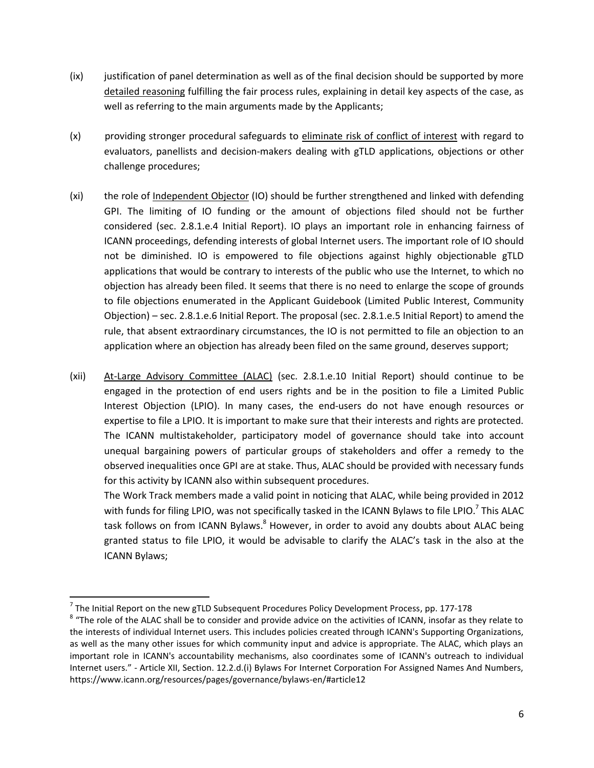(ix) justification of panel determination as well as of the final decision should be supported by more detailed reasoning fulfilling the fair process rules, explaining in detail key aspects of the case, as well as referring to the main arguments made by the Applicants;

(x) providing stronger procedural safeguards to eliminate risk of conflict of interest with regard to evaluators, panellists and decision-makers dealing with gTLD applications, objections or other challenge procedures;

(xi) the role of Independent Objector (IO) should be further strengthened and linked with defending GPI. The limiting of IO funding or the amount of objections filed should not be further considered (sec. 2.8.1.e.4 Initial Report). IO plays an important role in enhancing fairness of ICANN proceedings, defending interests of global Internet users. The important role of IO should not be diminished. IO is empowered to file objections against highly objectionable gTLD applications that would be contrary to interests of the public who use the Internet, to which no objection has already been filed. It seems that there is no need to enlarge the scope of grounds to file objections enumerated in the Applicant Guidebook (Limited Public Interest, Community Objection) – sec. 2.8.1.e.6 Initial Report. The proposal (sec. 2.8.1.e.5 Initial Report) to amend the rule, that absent extraordinary circumstances, the IO is not permitted to file an objection to an application where an objection has already been filed on the same ground, deserves support;

(xii) At-Large Advisory Committee (ALAC) (sec. 2.8.1.e.10 Initial Report) should continue to be engaged in the protection of end users rights and be in the position to file a Limited Public Interest Objection (LPIO). In many cases, the end-users do not have enough resources or expertise to file a LPIO. It is important to make sure that their interests and rights are protected. The ICANN multistakeholder, participatory model of governance should take into account unequal bargaining powers of particular groups of stakeholders and offer a remedy to the observed inequalities once GPI are at stake. Thus, ALAC should be provided with necessary funds for this activity by ICANN also within subsequent procedures.

The Work Track members made a valid point in noticing that ALAC, while being provided in 2012 with funds for filing LPIO, was not specifically tasked in the ICANN Bylaws to file LPIO.[7] This ALAC task follows on from ICANN Bylaws.[8] However, in order to avoid any doubts about ALAC being granted status to file LPIO, it would be advisable to clarify the ALAC's task in the also at the ICANN Bylaws;

---

[7] The Initial Report on the new gTLD Subsequent Procedures Policy Development Process, pp. 177-178

[8] "The role of the ALAC shall be to consider and provide advice on the activities of ICANN, insofar as they relate to the interests of individual Internet users. This includes policies created through ICANN's Supporting Organizations, as well as the many other issues for which community input and advice is appropriate. The ALAC, which plays an important role in ICANN's accountability mechanisms, also coordinates some of ICANN's outreach to individual Internet users." - Article XII, Section. 12.2.d.(i) Bylaws For Internet Corporation For Assigned Names And Numbers, https://www.icann.org/resources/pages/governance/bylaws-en/#article12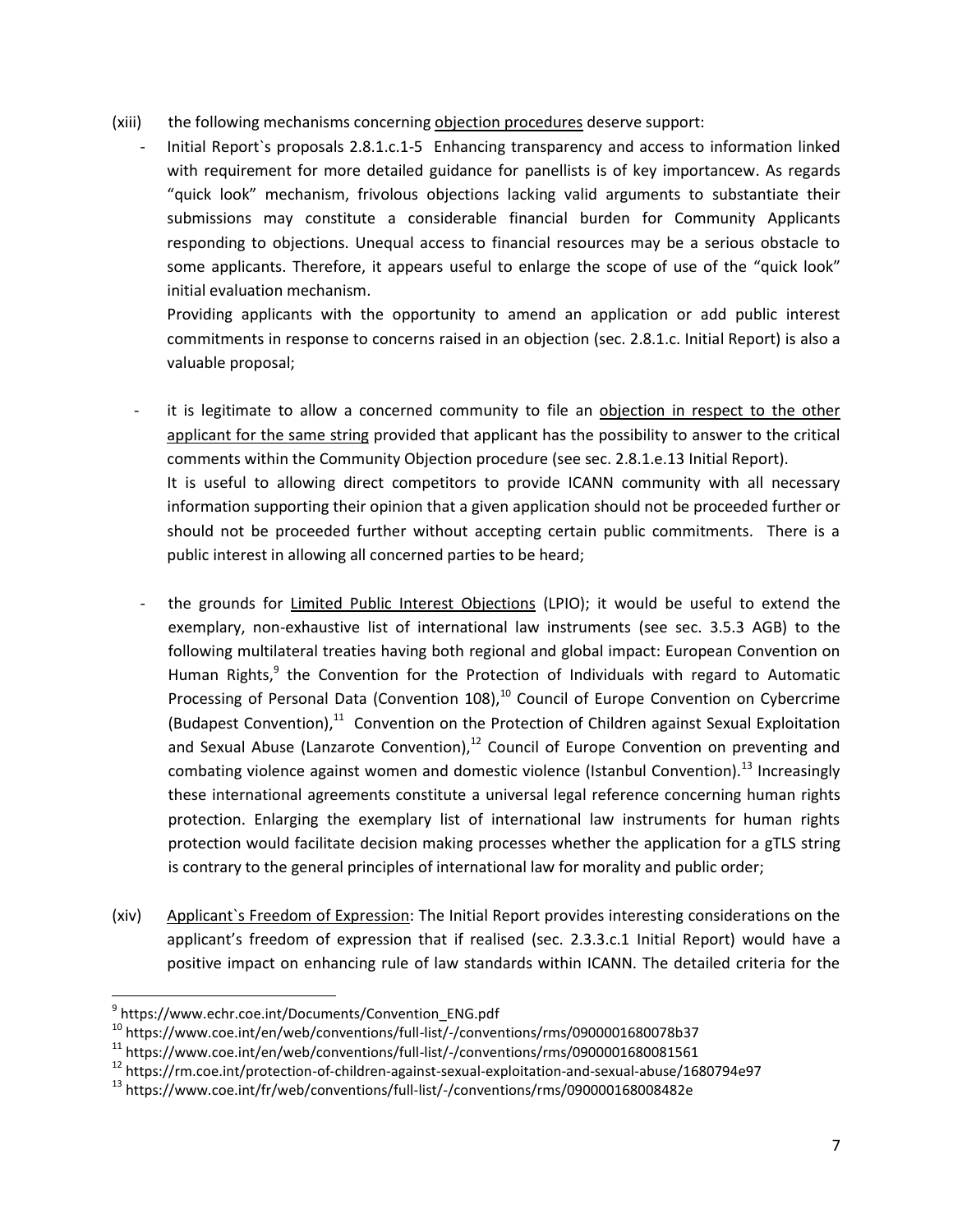(xiii) the following mechanisms concerning <u>objection procedures</u> deserve support:

- Initial Report`s proposals 2.8.1.c.1-5 Enhancing transparency and access to information linked with requirement for more detailed guidance for panellists is of key importancew. As regards "quick look" mechanism, frivolous objections lacking valid arguments to substantiate their submissions may constitute a considerable financial burden for Community Applicants responding to objections. Unequal access to financial resources may be a serious obstacle to some applicants. Therefore, it appears useful to enlarge the scope of use of the "quick look" initial evaluation mechanism.

  Providing applicants with the opportunity to amend an application or add public interest commitments in response to concerns raised in an objection (sec. 2.8.1.c. Initial Report) is also a valuable proposal;

- it is legitimate to allow a concerned community to file an <u>objection in respect to the other applicant for the same string</u> provided that applicant has the possibility to answer to the critical comments within the Community Objection procedure (see sec. 2.8.1.e.13 Initial Report).

  It is useful to allowing direct competitors to provide ICANN community with all necessary information supporting their opinion that a given application should not be proceeded further or should not be proceeded further without accepting certain public commitments. There is a public interest in allowing all concerned parties to be heard;

- the grounds for <u>Limited Public Interest Objections</u> (LPIO); it would be useful to extend the exemplary, non-exhaustive list of international law instruments (see sec. 3.5.3 AGB) to the following multilateral treaties having both regional and global impact: European Convention on Human Rights,[9] the Convention for the Protection of Individuals with regard to Automatic Processing of Personal Data (Convention 108),[10] Council of Europe Convention on Cybercrime (Budapest Convention),[11] Convention on the Protection of Children against Sexual Exploitation and Sexual Abuse (Lanzarote Convention),[12] Council of Europe Convention on preventing and combating violence against women and domestic violence (Istanbul Convention).[13] Increasingly these international agreements constitute a universal legal reference concerning human rights protection. Enlarging the exemplary list of international law instruments for human rights protection would facilitate decision making processes whether the application for a gTLS string is contrary to the general principles of international law for morality and public order;

(xiv) <u>Applicant`s Freedom of Expression</u>: The Initial Report provides interesting considerations on the applicant's freedom of expression that if realised (sec. 2.3.3.c.1 Initial Report) would have a positive impact on enhancing rule of law standards within ICANN. The detailed criteria for the

---

[9] https://www.echr.coe.int/Documents/Convention_ENG.pdf

[10] https://www.coe.int/en/web/conventions/full-list/-/conventions/rms/0900001680078b37

[11] https://www.coe.int/en/web/conventions/full-list/-/conventions/rms/0900001680081561

[12] https://rm.coe.int/protection-of-children-against-sexual-exploitation-and-sexual-abuse/1680794e97

[13] https://www.coe.int/fr/web/conventions/full-list/-/conventions/rms/090000168008482e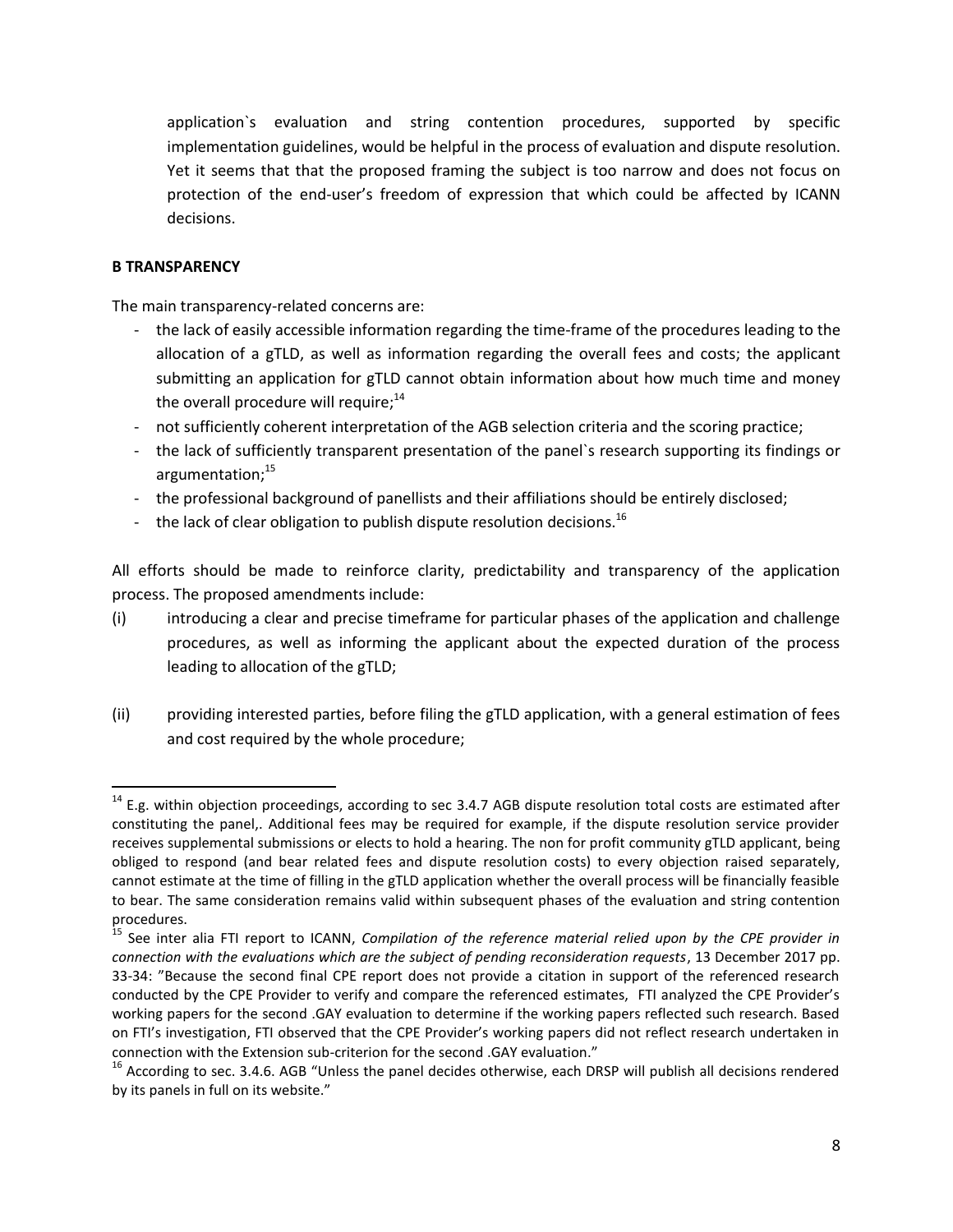application`s evaluation and string contention procedures, supported by specific implementation guidelines, would be helpful in the process of evaluation and dispute resolution. Yet it seems that that the proposed framing the subject is too narrow and does not focus on protection of the end-user's freedom of expression that which could be affected by ICANN decisions.

**B TRANSPARENCY**

The main transparency-related concerns are:

- the lack of easily accessible information regarding the time-frame of the procedures leading to the allocation of a gTLD, as well as information regarding the overall fees and costs; the applicant submitting an application for gTLD cannot obtain information about how much time and money the overall procedure will require;[14]
- not sufficiently coherent interpretation of the AGB selection criteria and the scoring practice;
- the lack of sufficiently transparent presentation of the panel`s research supporting its findings or argumentation;[15]
- the professional background of panellists and their affiliations should be entirely disclosed;
- the lack of clear obligation to publish dispute resolution decisions.[16]

All efforts should be made to reinforce clarity, predictability and transparency of the application process. The proposed amendments include:

(i) introducing a clear and precise timeframe for particular phases of the application and challenge procedures, as well as informing the applicant about the expected duration of the process leading to allocation of the gTLD;

(ii) providing interested parties, before filing the gTLD application, with a general estimation of fees and cost required by the whole procedure;

---

[14] E.g. within objection proceedings, according to sec 3.4.7 AGB dispute resolution total costs are estimated after constituting the panel,. Additional fees may be required for example, if the dispute resolution service provider receives supplemental submissions or elects to hold a hearing. The non for profit community gTLD applicant, being obliged to respond (and bear related fees and dispute resolution costs) to every objection raised separately, cannot estimate at the time of filling in the gTLD application whether the overall process will be financially feasible to bear. The same consideration remains valid within subsequent phases of the evaluation and string contention procedures.

[15] See inter alia FTI report to ICANN, *Compilation of the reference material relied upon by the CPE provider in connection with the evaluations which are the subject of pending reconsideration requests*, 13 December 2017 pp. 33-34: "Because the second final CPE report does not provide a citation in support of the referenced research conducted by the CPE Provider to verify and compare the referenced estimates, FTI analyzed the CPE Provider's working papers for the second .GAY evaluation to determine if the working papers reflected such research. Based on FTI's investigation, FTI observed that the CPE Provider's working papers did not reflect research undertaken in connection with the Extension sub-criterion for the second .GAY evaluation."

[16] According to sec. 3.4.6. AGB "Unless the panel decides otherwise, each DRSP will publish all decisions rendered by its panels in full on its website."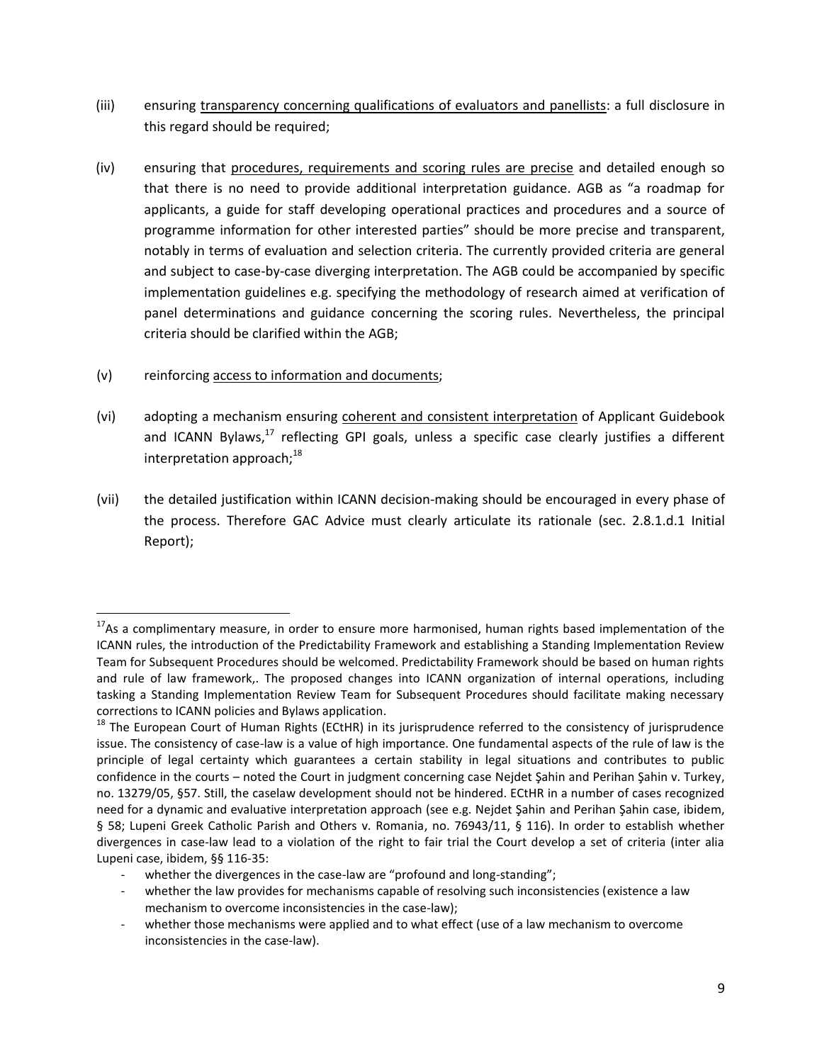(iii) ensuring <u>transparency concerning qualifications of evaluators and panellists</u>: a full disclosure in this regard should be required;

(iv) ensuring that <u>procedures, requirements and scoring rules are precise</u> and detailed enough so that there is no need to provide additional interpretation guidance. AGB as "a roadmap for applicants, a guide for staff developing operational practices and procedures and a source of programme information for other interested parties" should be more precise and transparent, notably in terms of evaluation and selection criteria. The currently provided criteria are general and subject to case-by-case diverging interpretation. The AGB could be accompanied by specific implementation guidelines e.g. specifying the methodology of research aimed at verification of panel determinations and guidance concerning the scoring rules. Nevertheless, the principal criteria should be clarified within the AGB;

(v) reinforcing <u>access to information and documents</u>;

(vi) adopting a mechanism ensuring <u>coherent and consistent interpretation</u> of Applicant Guidebook and ICANN Bylaws,[17] reflecting GPI goals, unless a specific case clearly justifies a different interpretation approach;[18]

(vii) the detailed justification within ICANN decision-making should be encouraged in every phase of the process. Therefore GAC Advice must clearly articulate its rationale (sec. 2.8.1.d.1 Initial Report);

---

[17] As a complimentary measure, in order to ensure more harmonised, human rights based implementation of the ICANN rules, the introduction of the Predictability Framework and establishing a Standing Implementation Review Team for Subsequent Procedures should be welcomed. Predictability Framework should be based on human rights and rule of law framework,. The proposed changes into ICANN organization of internal operations, including tasking a Standing Implementation Review Team for Subsequent Procedures should facilitate making necessary corrections to ICANN policies and Bylaws application.

[18] The European Court of Human Rights (ECtHR) in its jurisprudence referred to the consistency of jurisprudence issue. The consistency of case-law is a value of high importance. One fundamental aspects of the rule of law is the principle of legal certainty which guarantees a certain stability in legal situations and contributes to public confidence in the courts – noted the Court in judgment concerning case Nejdet Şahin and Perihan Şahin v. Turkey, no. 13279/05, §57. Still, the caselaw development should not be hindered. ECtHR in a number of cases recognized need for a dynamic and evaluative interpretation approach (see e.g. Nejdet Şahin and Perihan Şahin case, ibidem, § 58; Lupeni Greek Catholic Parish and Others v. Romania, no. 76943/11, § 116). In order to establish whether divergences in case-law lead to a violation of the right to fair trial the Court develop a set of criteria (inter alia Lupeni case, ibidem, §§ 116-35:

- whether the divergences in the case-law are "profound and long-standing";
- whether the law provides for mechanisms capable of resolving such inconsistencies (existence a law mechanism to overcome inconsistencies in the case-law);
- whether those mechanisms were applied and to what effect (use of a law mechanism to overcome inconsistencies in the case-law).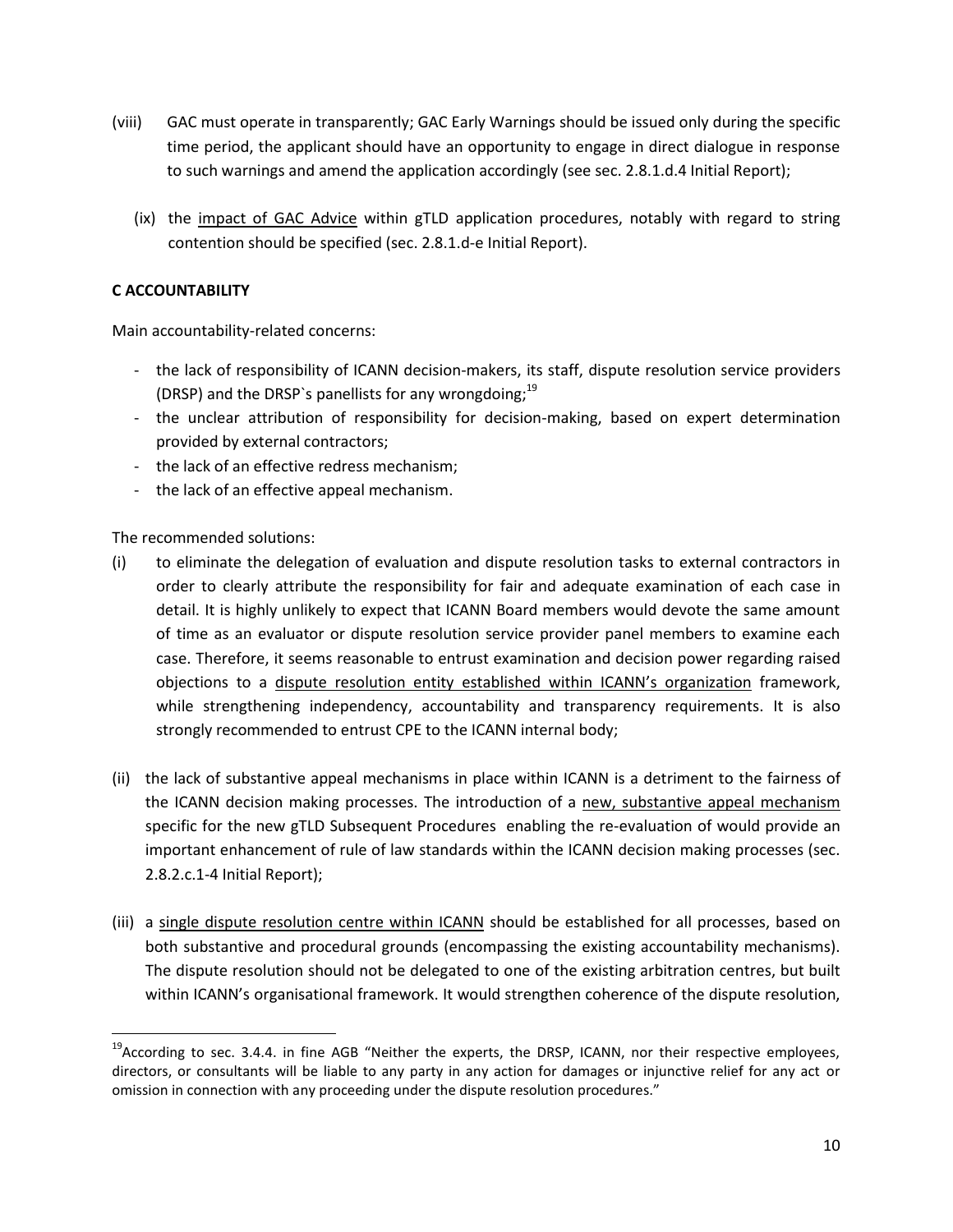(viii) GAC must operate in transparently; GAC Early Warnings should be issued only during the specific time period, the applicant should have an opportunity to engage in direct dialogue in response to such warnings and amend the application accordingly (see sec. 2.8.1.d.4 Initial Report);

(ix) the impact of GAC Advice within gTLD application procedures, notably with regard to string contention should be specified (sec. 2.8.1.d-e Initial Report).

**C ACCOUNTABILITY**

Main accountability-related concerns:

- the lack of responsibility of ICANN decision-makers, its staff, dispute resolution service providers (DRSP) and the DRSP`s panellists for any wrongdoing;[19]
- the unclear attribution of responsibility for decision-making, based on expert determination provided by external contractors;
- the lack of an effective redress mechanism;
- the lack of an effective appeal mechanism.

The recommended solutions:

(i) to eliminate the delegation of evaluation and dispute resolution tasks to external contractors in order to clearly attribute the responsibility for fair and adequate examination of each case in detail. It is highly unlikely to expect that ICANN Board members would devote the same amount of time as an evaluator or dispute resolution service provider panel members to examine each case. Therefore, it seems reasonable to entrust examination and decision power regarding raised objections to a dispute resolution entity established within ICANN's organization framework, while strengthening independency, accountability and transparency requirements. It is also strongly recommended to entrust CPE to the ICANN internal body;

(ii) the lack of substantive appeal mechanisms in place within ICANN is a detriment to the fairness of the ICANN decision making processes. The introduction of a new, substantive appeal mechanism specific for the new gTLD Subsequent Procedures enabling the re-evaluation of would provide an important enhancement of rule of law standards within the ICANN decision making processes (sec. 2.8.2.c.1-4 Initial Report);

(iii) a single dispute resolution centre within ICANN should be established for all processes, based on both substantive and procedural grounds (encompassing the existing accountability mechanisms). The dispute resolution should not be delegated to one of the existing arbitration centres, but built within ICANN's organisational framework. It would strengthen coherence of the dispute resolution,

[19] According to sec. 3.4.4. in fine AGB "Neither the experts, the DRSP, ICANN, nor their respective employees, directors, or consultants will be liable to any party in any action for damages or injunctive relief for any act or omission in connection with any proceeding under the dispute resolution procedures."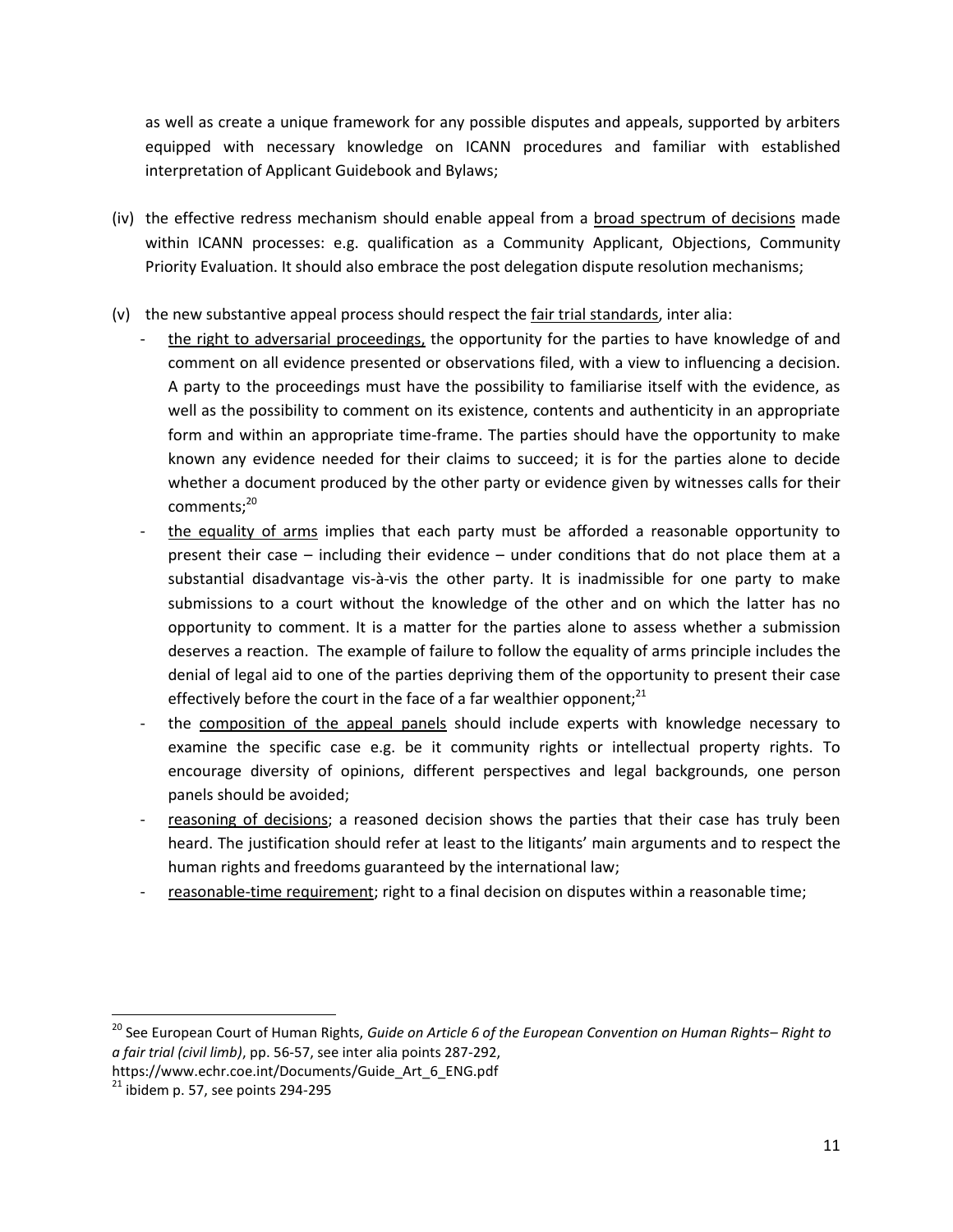as well as create a unique framework for any possible disputes and appeals, supported by arbiters equipped with necessary knowledge on ICANN procedures and familiar with established interpretation of Applicant Guidebook and Bylaws;

(iv) the effective redress mechanism should enable appeal from a <u>broad spectrum of decisions</u> made within ICANN processes: e.g. qualification as a Community Applicant, Objections, Community Priority Evaluation. It should also embrace the post delegation dispute resolution mechanisms;

(v) the new substantive appeal process should respect the <u>fair trial standards</u>, inter alia:
   - <u>the right to adversarial proceedings,</u> the opportunity for the parties to have knowledge of and comment on all evidence presented or observations filed, with a view to influencing a decision. A party to the proceedings must have the possibility to familiarise itself with the evidence, as well as the possibility to comment on its existence, contents and authenticity in an appropriate form and within an appropriate time-frame. The parties should have the opportunity to make known any evidence needed for their claims to succeed; it is for the parties alone to decide whether a document produced by the other party or evidence given by witnesses calls for their comments;[20]
   - <u>the equality of arms</u> implies that each party must be afforded a reasonable opportunity to present their case – including their evidence – under conditions that do not place them at a substantial disadvantage vis-à-vis the other party. It is inadmissible for one party to make submissions to a court without the knowledge of the other and on which the latter has no opportunity to comment. It is a matter for the parties alone to assess whether a submission deserves a reaction. The example of failure to follow the equality of arms principle includes the denial of legal aid to one of the parties depriving them of the opportunity to present their case effectively before the court in the face of a far wealthier opponent;[21]
   - the <u>composition of the appeal panels</u> should include experts with knowledge necessary to examine the specific case e.g. be it community rights or intellectual property rights. To encourage diversity of opinions, different perspectives and legal backgrounds, one person panels should be avoided;
   - <u>reasoning of decisions</u>; a reasoned decision shows the parties that their case has truly been heard. The justification should refer at least to the litigants' main arguments and to respect the human rights and freedoms guaranteed by the international law;
   - <u>reasonable-time requirement</u>; right to a final decision on disputes within a reasonable time;

---

[20] See European Court of Human Rights, *Guide on Article 6 of the European Convention on Human Rights– Right to a fair trial (civil limb)*, pp. 56-57, see inter alia points 287-292, https://www.echr.coe.int/Documents/Guide_Art_6_ENG.pdf

[21] ibidem p. 57, see points 294-295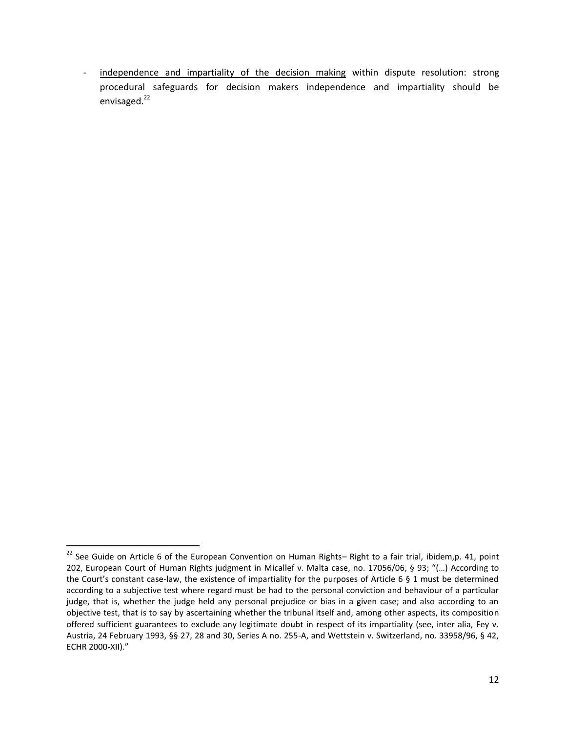- <u>independence and impartiality of the decision making</u> within dispute resolution: strong procedural safeguards for decision makers independence and impartiality should be envisaged.[22]

[22] See Guide on Article 6 of the European Convention on Human Rights– Right to a fair trial, ibidem,p. 41, point 202, European Court of Human Rights judgment in Micallef v. Malta case, no. 17056/06, § 93; "(…) According to the Court's constant case-law, the existence of impartiality for the purposes of Article 6 § 1 must be determined according to a subjective test where regard must be had to the personal conviction and behaviour of a particular judge, that is, whether the judge held any personal prejudice or bias in a given case; and also according to an objective test, that is to say by ascertaining whether the tribunal itself and, among other aspects, its composition offered sufficient guarantees to exclude any legitimate doubt in respect of its impartiality (see, inter alia, Fey v. Austria, 24 February 1993, §§ 27, 28 and 30, Series A no. 255-A, and Wettstein v. Switzerland, no. 33958/96, § 42, ECHR 2000-XII)."